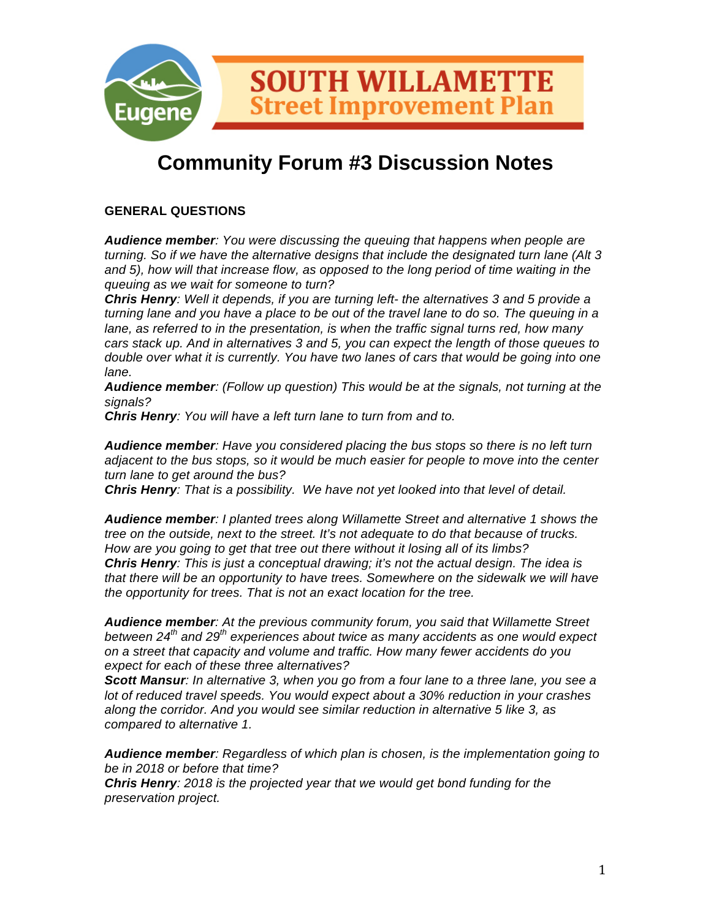# SOUTH WILLAMETTE
## Street Improvement Plan

# Community Forum #3 Discussion Notes

### GENERAL QUESTIONS

***Audience member***: *You were discussing the queuing that happens when people are turning. So if we have the alternative designs that include the designated turn lane (Alt 3 and 5), how will that increase flow, as opposed to the long period of time waiting in the queuing as we wait for someone to turn?*
***Chris Henry***: *Well it depends, if you are turning left- the alternatives 3 and 5 provide a turning lane and you have a place to be out of the travel lane to do so. The queuing in a lane, as referred to in the presentation, is when the traffic signal turns red, how many cars stack up. And in alternatives 3 and 5, you can expect the length of those queues to double over what it is currently. You have two lanes of cars that would be going into one lane.*
***Audience member***: *(Follow up question) This would be at the signals, not turning at the signals?*
***Chris Henry***: *You will have a left turn lane to turn from and to.*

***Audience member***: *Have you considered placing the bus stops so there is no left turn adjacent to the bus stops, so it would be much easier for people to move into the center turn lane to get around the bus?*
***Chris Henry***: *That is a possibility. We have not yet looked into that level of detail.*

***Audience member***: *I planted trees along Willamette Street and alternative 1 shows the tree on the outside, next to the street. It's not adequate to do that because of trucks. How are you going to get that tree out there without it losing all of its limbs?*
***Chris Henry***: *This is just a conceptual drawing; it's not the actual design. The idea is that there will be an opportunity to have trees. Somewhere on the sidewalk we will have the opportunity for trees. That is not an exact location for the tree.*

***Audience member***: *At the previous community forum, you said that Willamette Street between 24th and 29th experiences about twice as many accidents as one would expect on a street that capacity and volume and traffic. How many fewer accidents do you expect for each of these three alternatives?*
***Scott Mansur***: *In alternative 3, when you go from a four lane to a three lane, you see a lot of reduced travel speeds. You would expect about a 30% reduction in your crashes along the corridor. And you would see similar reduction in alternative 5 like 3, as compared to alternative 1.*

***Audience member***: *Regardless of which plan is chosen, is the implementation going to be in 2018 or before that time?*
***Chris Henry***: *2018 is the projected year that we would get bond funding for the preservation project.*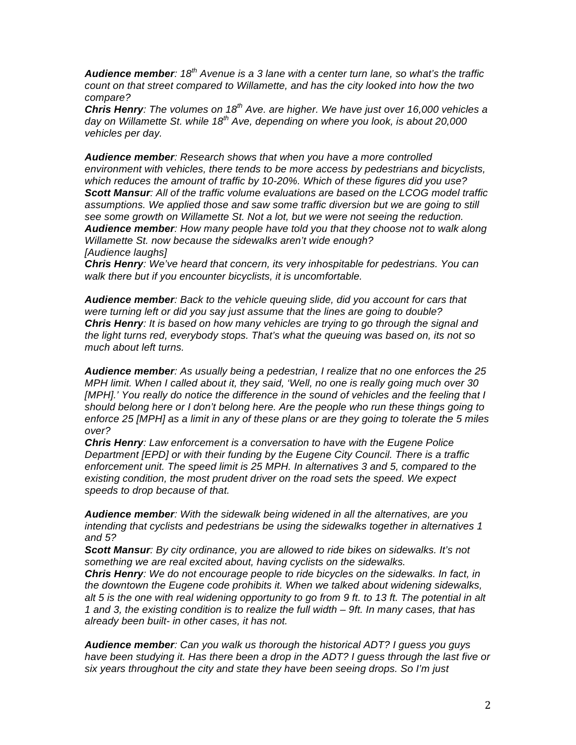***Audience member**: 18th Avenue is a 3 lane with a center turn lane, so what's the traffic count on that street compared to Willamette, and has the city looked into how the two compare?*
***Chris Henry**: The volumes on 18th Ave. are higher. We have just over 16,000 vehicles a day on Willamette St. while 18th Ave, depending on where you look, is about 20,000 vehicles per day.*

***Audience member**: Research shows that when you have a more controlled environment with vehicles, there tends to be more access by pedestrians and bicyclists, which reduces the amount of traffic by 10-20%. Which of these figures did you use?*
***Scott Mansur**: All of the traffic volume evaluations are based on the LCOG model traffic assumptions. We applied those and saw some traffic diversion but we are going to still see some growth on Willamette St. Not a lot, but we were not seeing the reduction.*
***Audience member**: How many people have told you that they choose not to walk along Willamette St. now because the sidewalks aren't wide enough?*
*[Audience laughs]*
***Chris Henry**: We've heard that concern, its very inhospitable for pedestrians. You can walk there but if you encounter bicyclists, it is uncomfortable.*

***Audience member**: Back to the vehicle queuing slide, did you account for cars that were turning left or did you say just assume that the lines are going to double?*
***Chris Henry**: It is based on how many vehicles are trying to go through the signal and the light turns red, everybody stops. That's what the queuing was based on, its not so much about left turns.*

***Audience member**: As usually being a pedestrian, I realize that no one enforces the 25 MPH limit. When I called about it, they said, 'Well, no one is really going much over 30 [MPH].' You really do notice the difference in the sound of vehicles and the feeling that I should belong here or I don't belong here. Are the people who run these things going to enforce 25 [MPH] as a limit in any of these plans or are they going to tolerate the 5 miles over?*
***Chris Henry**: Law enforcement is a conversation to have with the Eugene Police Department [EPD] or with their funding by the Eugene City Council. There is a traffic enforcement unit. The speed limit is 25 MPH. In alternatives 3 and 5, compared to the existing condition, the most prudent driver on the road sets the speed. We expect speeds to drop because of that.*

***Audience member**: With the sidewalk being widened in all the alternatives, are you intending that cyclists and pedestrians be using the sidewalks together in alternatives 1 and 5?*
***Scott Mansur**: By city ordinance, you are allowed to ride bikes on sidewalks. It's not something we are real excited about, having cyclists on the sidewalks.*
***Chris Henry**: We do not encourage people to ride bicycles on the sidewalks. In fact, in the downtown the Eugene code prohibits it. When we talked about widening sidewalks, alt 5 is the one with real widening opportunity to go from 9 ft. to 13 ft. The potential in alt 1 and 3, the existing condition is to realize the full width – 9ft. In many cases, that has already been built- in other cases, it has not.*

***Audience member**: Can you walk us thorough the historical ADT? I guess you guys have been studying it. Has there been a drop in the ADT? I guess through the last five or six years throughout the city and state they have been seeing drops. So I'm just*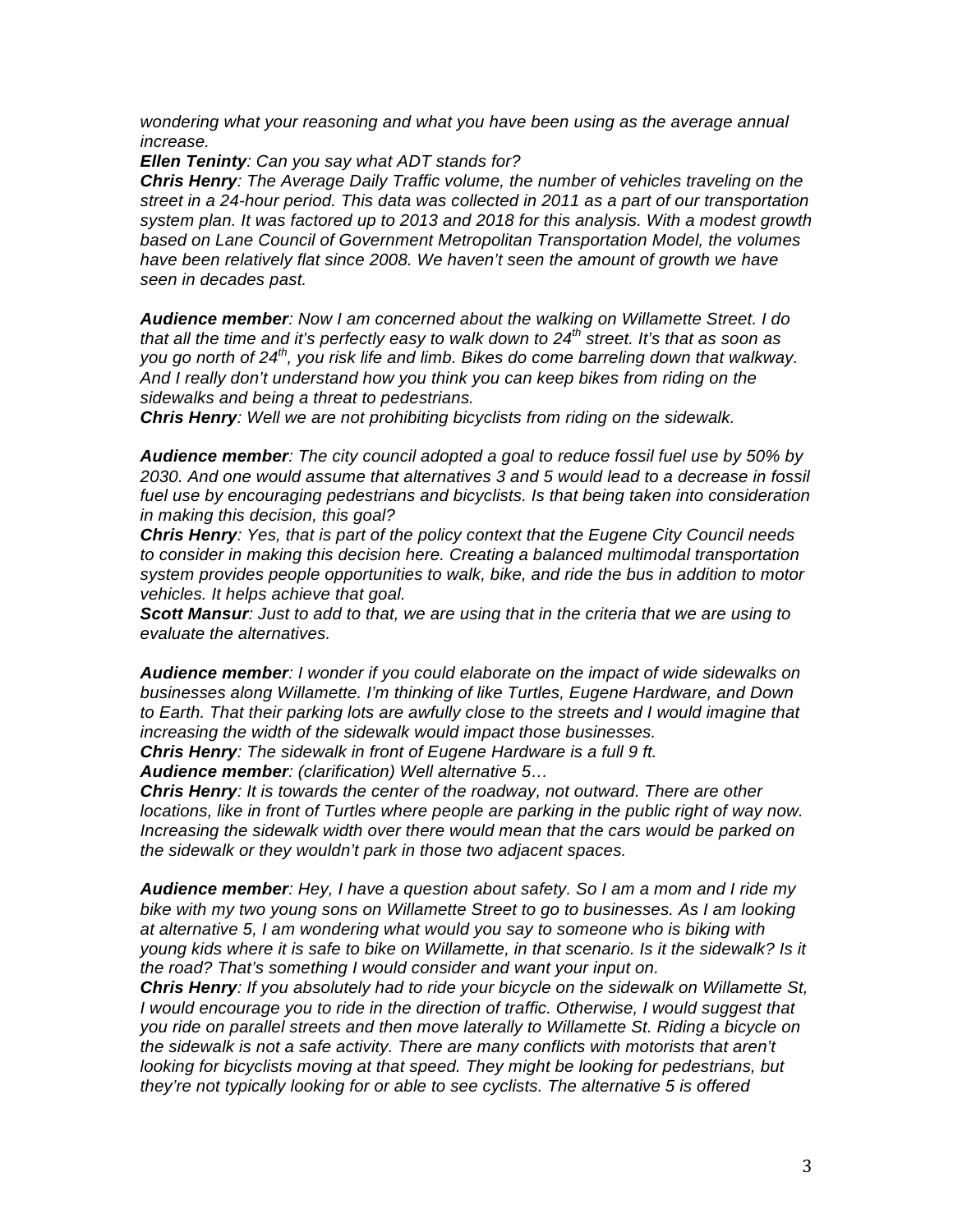*wondering what your reasoning and what you have been using as the average annual increase.*

***Ellen Teninty**: Can you say what ADT stands for?*

***Chris Henry**: The Average Daily Traffic volume, the number of vehicles traveling on the street in a 24-hour period. This data was collected in 2011 as a part of our transportation system plan. It was factored up to 2013 and 2018 for this analysis. With a modest growth based on Lane Council of Government Metropolitan Transportation Model, the volumes have been relatively flat since 2008. We haven't seen the amount of growth we have seen in decades past.*

***Audience member**: Now I am concerned about the walking on Willamette Street. I do that all the time and it's perfectly easy to walk down to 24th street. It's that as soon as you go north of 24th, you risk life and limb. Bikes do come barreling down that walkway. And I really don't understand how you think you can keep bikes from riding on the sidewalks and being a threat to pedestrians.*

***Chris Henry**: Well we are not prohibiting bicyclists from riding on the sidewalk.*

***Audience member**: The city council adopted a goal to reduce fossil fuel use by 50% by 2030. And one would assume that alternatives 3 and 5 would lead to a decrease in fossil fuel use by encouraging pedestrians and bicyclists. Is that being taken into consideration in making this decision, this goal?*

***Chris Henry**: Yes, that is part of the policy context that the Eugene City Council needs to consider in making this decision here. Creating a balanced multimodal transportation system provides people opportunities to walk, bike, and ride the bus in addition to motor vehicles. It helps achieve that goal.*

***Scott Mansur**: Just to add to that, we are using that in the criteria that we are using to evaluate the alternatives.*

***Audience member**: I wonder if you could elaborate on the impact of wide sidewalks on businesses along Willamette. I'm thinking of like Turtles, Eugene Hardware, and Down to Earth. That their parking lots are awfully close to the streets and I would imagine that increasing the width of the sidewalk would impact those businesses.*

***Chris Henry**: The sidewalk in front of Eugene Hardware is a full 9 ft.*

***Audience member**: (clarification) Well alternative 5…*

***Chris Henry**: It is towards the center of the roadway, not outward. There are other locations, like in front of Turtles where people are parking in the public right of way now. Increasing the sidewalk width over there would mean that the cars would be parked on the sidewalk or they wouldn't park in those two adjacent spaces.*

***Audience member**: Hey, I have a question about safety. So I am a mom and I ride my bike with my two young sons on Willamette Street to go to businesses. As I am looking at alternative 5, I am wondering what would you say to someone who is biking with young kids where it is safe to bike on Willamette, in that scenario. Is it the sidewalk? Is it the road? That's something I would consider and want your input on.*

***Chris Henry**: If you absolutely had to ride your bicycle on the sidewalk on Willamette St, I would encourage you to ride in the direction of traffic. Otherwise, I would suggest that you ride on parallel streets and then move laterally to Willamette St. Riding a bicycle on the sidewalk is not a safe activity. There are many conflicts with motorists that aren't looking for bicyclists moving at that speed. They might be looking for pedestrians, but they're not typically looking for or able to see cyclists. The alternative 5 is offered*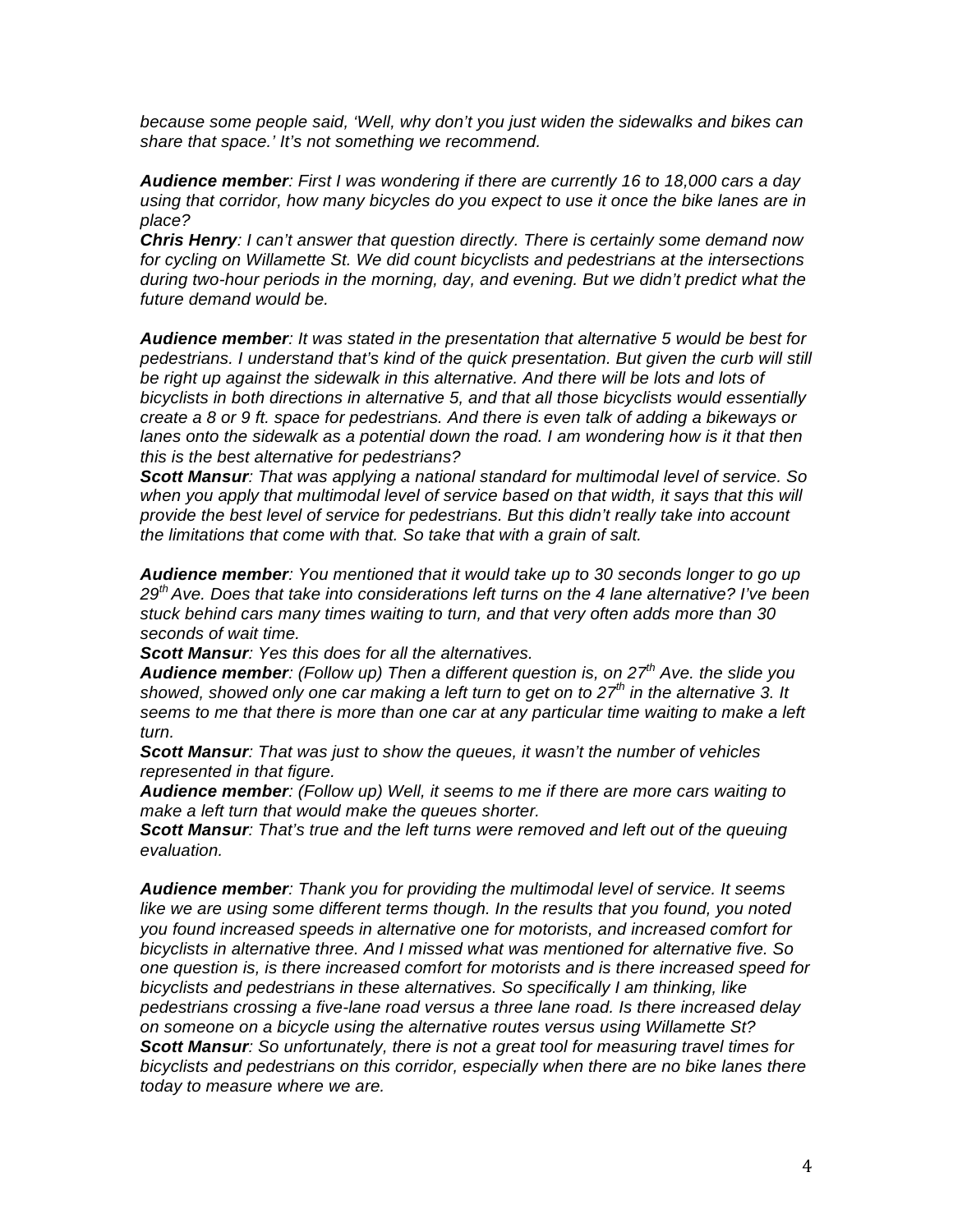*because some people said, 'Well, why don't you just widen the sidewalks and bikes can share that space.' It's not something we recommend.*

***Audience member**: First I was wondering if there are currently 16 to 18,000 cars a day using that corridor, how many bicycles do you expect to use it once the bike lanes are in place?*
***Chris Henry**: I can't answer that question directly. There is certainly some demand now for cycling on Willamette St. We did count bicyclists and pedestrians at the intersections during two-hour periods in the morning, day, and evening. But we didn't predict what the future demand would be.*

***Audience member**: It was stated in the presentation that alternative 5 would be best for pedestrians. I understand that's kind of the quick presentation. But given the curb will still be right up against the sidewalk in this alternative. And there will be lots and lots of bicyclists in both directions in alternative 5, and that all those bicyclists would essentially create a 8 or 9 ft. space for pedestrians. And there is even talk of adding a bikeways or lanes onto the sidewalk as a potential down the road. I am wondering how is it that then this is the best alternative for pedestrians?*
***Scott Mansur**: That was applying a national standard for multimodal level of service. So when you apply that multimodal level of service based on that width, it says that this will provide the best level of service for pedestrians. But this didn't really take into account the limitations that come with that. So take that with a grain of salt.*

***Audience member**: You mentioned that it would take up to 30 seconds longer to go up 29th Ave. Does that take into considerations left turns on the 4 lane alternative? I've been stuck behind cars many times waiting to turn, and that very often adds more than 30 seconds of wait time.*
***Scott Mansur**: Yes this does for all the alternatives.*
***Audience member**: (Follow up) Then a different question is, on 27th Ave. the slide you showed, showed only one car making a left turn to get on to 27th in the alternative 3. It seems to me that there is more than one car at any particular time waiting to make a left turn.*
***Scott Mansur**: That was just to show the queues, it wasn't the number of vehicles represented in that figure.*
***Audience member**: (Follow up) Well, it seems to me if there are more cars waiting to make a left turn that would make the queues shorter.*
***Scott Mansur**: That's true and the left turns were removed and left out of the queuing evaluation.*

***Audience member**: Thank you for providing the multimodal level of service. It seems like we are using some different terms though. In the results that you found, you noted you found increased speeds in alternative one for motorists, and increased comfort for bicyclists in alternative three. And I missed what was mentioned for alternative five. So one question is, is there increased comfort for motorists and is there increased speed for bicyclists and pedestrians in these alternatives. So specifically I am thinking, like pedestrians crossing a five-lane road versus a three lane road. Is there increased delay on someone on a bicycle using the alternative routes versus using Willamette St?*
***Scott Mansur**: So unfortunately, there is not a great tool for measuring travel times for bicyclists and pedestrians on this corridor, especially when there are no bike lanes there today to measure where we are.*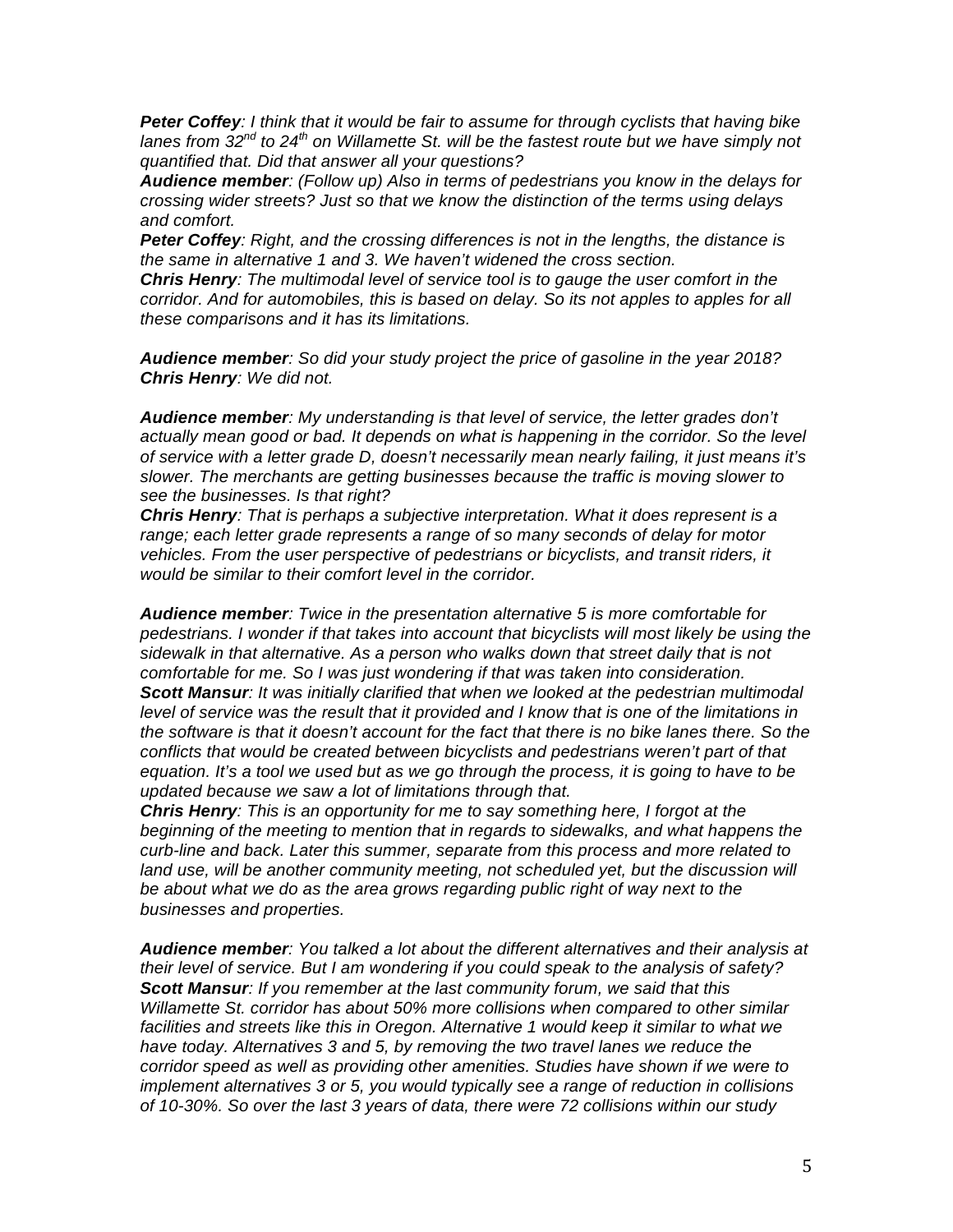***Peter Coffey****: I think that it would be fair to assume for through cyclists that having bike lanes from 32nd to 24th on Willamette St. will be the fastest route but we have simply not quantified that. Did that answer all your questions?*
***Audience member****: (Follow up) Also in terms of pedestrians you know in the delays for crossing wider streets? Just so that we know the distinction of the terms using delays and comfort.*
***Peter Coffey****: Right, and the crossing differences is not in the lengths, the distance is the same in alternative 1 and 3. We haven't widened the cross section.*
***Chris Henry****: The multimodal level of service tool is to gauge the user comfort in the corridor. And for automobiles, this is based on delay. So its not apples to apples for all these comparisons and it has its limitations.*

***Audience member****: So did your study project the price of gasoline in the year 2018?*
***Chris Henry****: We did not.*

***Audience member****: My understanding is that level of service, the letter grades don't actually mean good or bad. It depends on what is happening in the corridor. So the level of service with a letter grade D, doesn't necessarily mean nearly failing, it just means it's slower. The merchants are getting businesses because the traffic is moving slower to see the businesses. Is that right?*
***Chris Henry****: That is perhaps a subjective interpretation. What it does represent is a range; each letter grade represents a range of so many seconds of delay for motor vehicles. From the user perspective of pedestrians or bicyclists, and transit riders, it would be similar to their comfort level in the corridor.*

***Audience member****: Twice in the presentation alternative 5 is more comfortable for pedestrians. I wonder if that takes into account that bicyclists will most likely be using the sidewalk in that alternative. As a person who walks down that street daily that is not comfortable for me. So I was just wondering if that was taken into consideration.*
***Scott Mansur****: It was initially clarified that when we looked at the pedestrian multimodal level of service was the result that it provided and I know that is one of the limitations in the software is that it doesn't account for the fact that there is no bike lanes there. So the conflicts that would be created between bicyclists and pedestrians weren't part of that equation. It's a tool we used but as we go through the process, it is going to have to be updated because we saw a lot of limitations through that.*
***Chris Henry****: This is an opportunity for me to say something here, I forgot at the beginning of the meeting to mention that in regards to sidewalks, and what happens the curb-line and back. Later this summer, separate from this process and more related to land use, will be another community meeting, not scheduled yet, but the discussion will be about what we do as the area grows regarding public right of way next to the businesses and properties.*

***Audience member****: You talked a lot about the different alternatives and their analysis at their level of service. But I am wondering if you could speak to the analysis of safety?*
***Scott Mansur****: If you remember at the last community forum, we said that this Willamette St. corridor has about 50% more collisions when compared to other similar facilities and streets like this in Oregon. Alternative 1 would keep it similar to what we have today. Alternatives 3 and 5, by removing the two travel lanes we reduce the corridor speed as well as providing other amenities. Studies have shown if we were to implement alternatives 3 or 5, you would typically see a range of reduction in collisions of 10-30%. So over the last 3 years of data, there were 72 collisions within our study*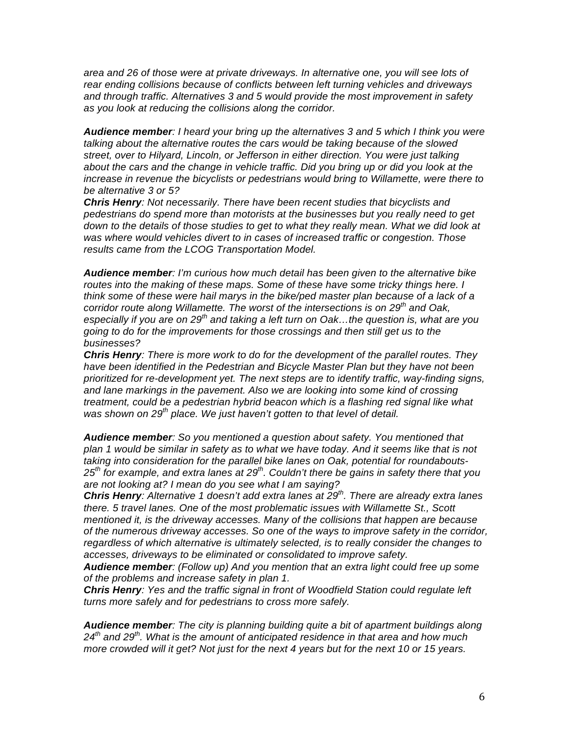*area and 26 of those were at private driveways. In alternative one, you will see lots of rear ending collisions because of conflicts between left turning vehicles and driveways and through traffic. Alternatives 3 and 5 would provide the most improvement in safety as you look at reducing the collisions along the corridor.*

***Audience member**: I heard your bring up the alternatives 3 and 5 which I think you were talking about the alternative routes the cars would be taking because of the slowed street, over to Hilyard, Lincoln, or Jefferson in either direction. You were just talking about the cars and the change in vehicle traffic. Did you bring up or did you look at the increase in revenue the bicyclists or pedestrians would bring to Willamette, were there to be alternative 3 or 5?*

***Chris Henry**: Not necessarily. There have been recent studies that bicyclists and pedestrians do spend more than motorists at the businesses but you really need to get down to the details of those studies to get to what they really mean. What we did look at was where would vehicles divert to in cases of increased traffic or congestion. Those results came from the LCOG Transportation Model.*

***Audience member**: I'm curious how much detail has been given to the alternative bike routes into the making of these maps. Some of these have some tricky things here. I think some of these were hail marys in the bike/ped master plan because of a lack of a corridor route along Willamette. The worst of the intersections is on 29th and Oak, especially if you are on 29th and taking a left turn on Oak…the question is, what are you going to do for the improvements for those crossings and then still get us to the businesses?*

***Chris Henry**: There is more work to do for the development of the parallel routes. They have been identified in the Pedestrian and Bicycle Master Plan but they have not been prioritized for re-development yet. The next steps are to identify traffic, way-finding signs, and lane markings in the pavement. Also we are looking into some kind of crossing treatment, could be a pedestrian hybrid beacon which is a flashing red signal like what was shown on 29th place. We just haven't gotten to that level of detail.*

***Audience member**: So you mentioned a question about safety. You mentioned that plan 1 would be similar in safety as to what we have today. And it seems like that is not taking into consideration for the parallel bike lanes on Oak, potential for roundabouts- 25th for example, and extra lanes at 29th. Couldn't there be gains in safety there that you are not looking at? I mean do you see what I am saying?*

***Chris Henry**: Alternative 1 doesn't add extra lanes at 29th. There are already extra lanes there. 5 travel lanes. One of the most problematic issues with Willamette St., Scott mentioned it, is the driveway accesses. Many of the collisions that happen are because of the numerous driveway accesses. So one of the ways to improve safety in the corridor, regardless of which alternative is ultimately selected, is to really consider the changes to accesses, driveways to be eliminated or consolidated to improve safety.*

***Audience member**: (Follow up) And you mention that an extra light could free up some of the problems and increase safety in plan 1.*

***Chris Henry**: Yes and the traffic signal in front of Woodfield Station could regulate left turns more safely and for pedestrians to cross more safely.*

***Audience member**: The city is planning building quite a bit of apartment buildings along 24th and 29th. What is the amount of anticipated residence in that area and how much more crowded will it get? Not just for the next 4 years but for the next 10 or 15 years.*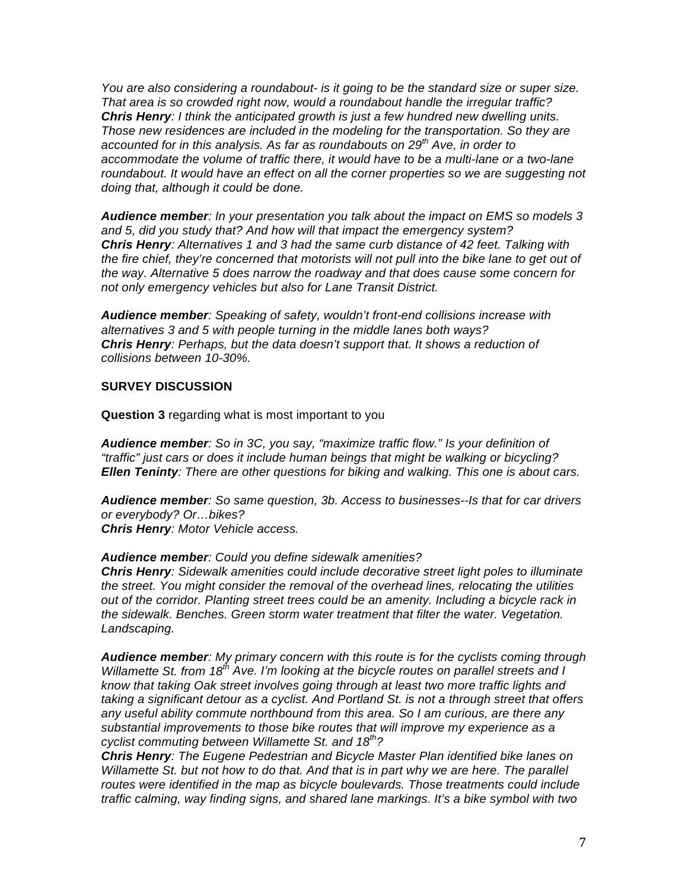*You are also considering a roundabout- is it going to be the standard size or super size. That area is so crowded right now, would a roundabout handle the irregular traffic?*
***Chris Henry**: I think the anticipated growth is just a few hundred new dwelling units. Those new residences are included in the modeling for the transportation. So they are accounted for in this analysis. As far as roundabouts on 29th Ave, in order to accommodate the volume of traffic there, it would have to be a multi-lane or a two-lane roundabout. It would have an effect on all the corner properties so we are suggesting not doing that, although it could be done.*

***Audience member**: In your presentation you talk about the impact on EMS so models 3 and 5, did you study that? And how will that impact the emergency system?*
***Chris Henry**: Alternatives 1 and 3 had the same curb distance of 42 feet. Talking with the fire chief, they're concerned that motorists will not pull into the bike lane to get out of the way. Alternative 5 does narrow the roadway and that does cause some concern for not only emergency vehicles but also for Lane Transit District.*

***Audience member**: Speaking of safety, wouldn't front-end collisions increase with alternatives 3 and 5 with people turning in the middle lanes both ways?*
***Chris Henry**: Perhaps, but the data doesn't support that. It shows a reduction of collisions between 10-30%.*

**SURVEY DISCUSSION**

**Question 3** regarding what is most important to you

***Audience member**: So in 3C, you say, "maximize traffic flow." Is your definition of "traffic" just cars or does it include human beings that might be walking or bicycling?*
***Ellen Teninty**: There are other questions for biking and walking. This one is about cars.*

***Audience member**: So same question, 3b. Access to businesses--Is that for car drivers or everybody? Or…bikes?*
***Chris Henry**: Motor Vehicle access.*

***Audience member**: Could you define sidewalk amenities?*
***Chris Henry**: Sidewalk amenities could include decorative street light poles to illuminate the street. You might consider the removal of the overhead lines, relocating the utilities out of the corridor. Planting street trees could be an amenity. Including a bicycle rack in the sidewalk. Benches. Green storm water treatment that filter the water. Vegetation. Landscaping.*

***Audience member**: My primary concern with this route is for the cyclists coming through Willamette St. from 18th Ave. I'm looking at the bicycle routes on parallel streets and I know that taking Oak street involves going through at least two more traffic lights and taking a significant detour as a cyclist. And Portland St. is not a through street that offers any useful ability commute northbound from this area. So I am curious, are there any substantial improvements to those bike routes that will improve my experience as a cyclist commuting between Willamette St. and 18th?*
***Chris Henry**: The Eugene Pedestrian and Bicycle Master Plan identified bike lanes on Willamette St. but not how to do that. And that is in part why we are here. The parallel routes were identified in the map as bicycle boulevards. Those treatments could include traffic calming, way finding signs, and shared lane markings. It's a bike symbol with two*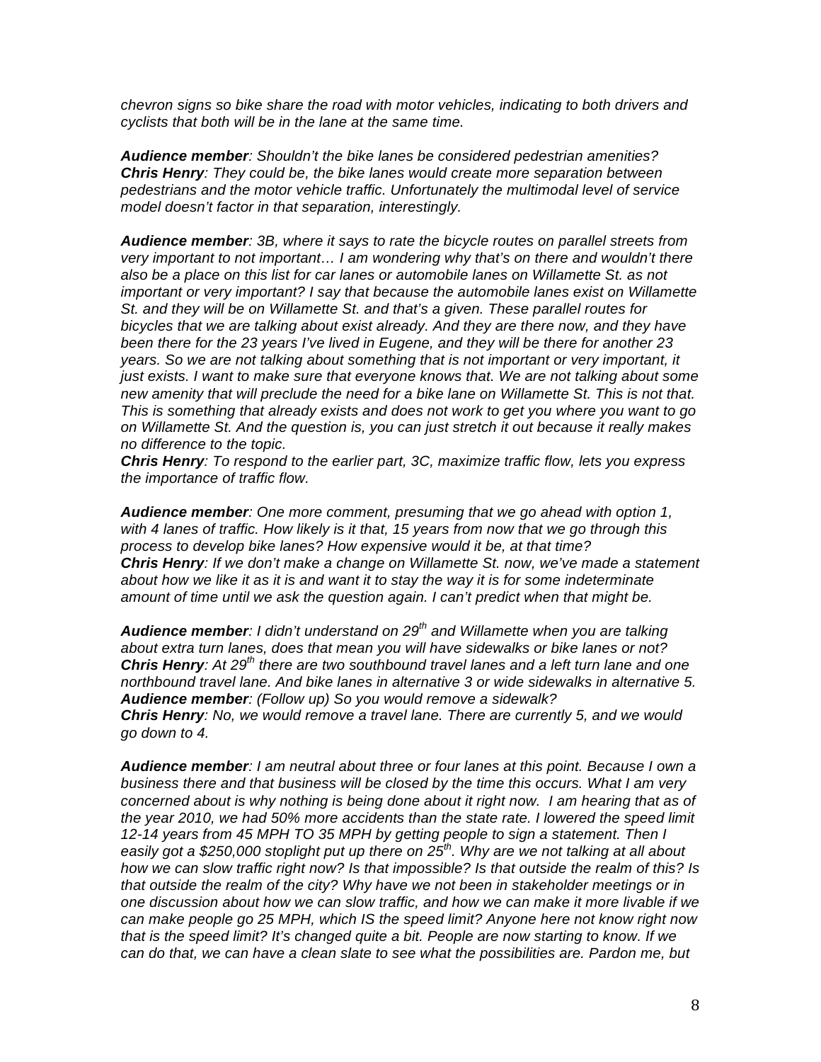*chevron signs so bike share the road with motor vehicles, indicating to both drivers and cyclists that both will be in the lane at the same time.*

***Audience member**: Shouldn't the bike lanes be considered pedestrian amenities?*
***Chris Henry**: They could be, the bike lanes would create more separation between pedestrians and the motor vehicle traffic. Unfortunately the multimodal level of service model doesn't factor in that separation, interestingly.*

***Audience member**: 3B, where it says to rate the bicycle routes on parallel streets from very important to not important… I am wondering why that's on there and wouldn't there also be a place on this list for car lanes or automobile lanes on Willamette St. as not important or very important? I say that because the automobile lanes exist on Willamette St. and they will be on Willamette St. and that's a given. These parallel routes for bicycles that we are talking about exist already. And they are there now, and they have been there for the 23 years I've lived in Eugene, and they will be there for another 23 years. So we are not talking about something that is not important or very important, it just exists. I want to make sure that everyone knows that. We are not talking about some new amenity that will preclude the need for a bike lane on Willamette St. This is not that. This is something that already exists and does not work to get you where you want to go on Willamette St. And the question is, you can just stretch it out because it really makes no difference to the topic.*
***Chris Henry**: To respond to the earlier part, 3C, maximize traffic flow, lets you express the importance of traffic flow.*

***Audience member**: One more comment, presuming that we go ahead with option 1, with 4 lanes of traffic. How likely is it that, 15 years from now that we go through this process to develop bike lanes? How expensive would it be, at that time?*
***Chris Henry**: If we don't make a change on Willamette St. now, we've made a statement about how we like it as it is and want it to stay the way it is for some indeterminate amount of time until we ask the question again. I can't predict when that might be.*

***Audience member**: I didn't understand on 29th and Willamette when you are talking about extra turn lanes, does that mean you will have sidewalks or bike lanes or not?*
***Chris Henry**: At 29th there are two southbound travel lanes and a left turn lane and one northbound travel lane. And bike lanes in alternative 3 or wide sidewalks in alternative 5.*
***Audience member**: (Follow up) So you would remove a sidewalk?*
***Chris Henry**: No, we would remove a travel lane. There are currently 5, and we would go down to 4.*

***Audience member**: I am neutral about three or four lanes at this point. Because I own a business there and that business will be closed by the time this occurs. What I am very concerned about is why nothing is being done about it right now. I am hearing that as of the year 2010, we had 50% more accidents than the state rate. I lowered the speed limit 12-14 years from 45 MPH TO 35 MPH by getting people to sign a statement. Then I easily got a $250,000 stoplight put up there on 25th. Why are we not talking at all about how we can slow traffic right now? Is that impossible? Is that outside the realm of this? Is that outside the realm of the city? Why have we not been in stakeholder meetings or in one discussion about how we can slow traffic, and how we can make it more livable if we can make people go 25 MPH, which IS the speed limit? Anyone here not know right now that is the speed limit? It's changed quite a bit. People are now starting to know. If we can do that, we can have a clean slate to see what the possibilities are. Pardon me, but*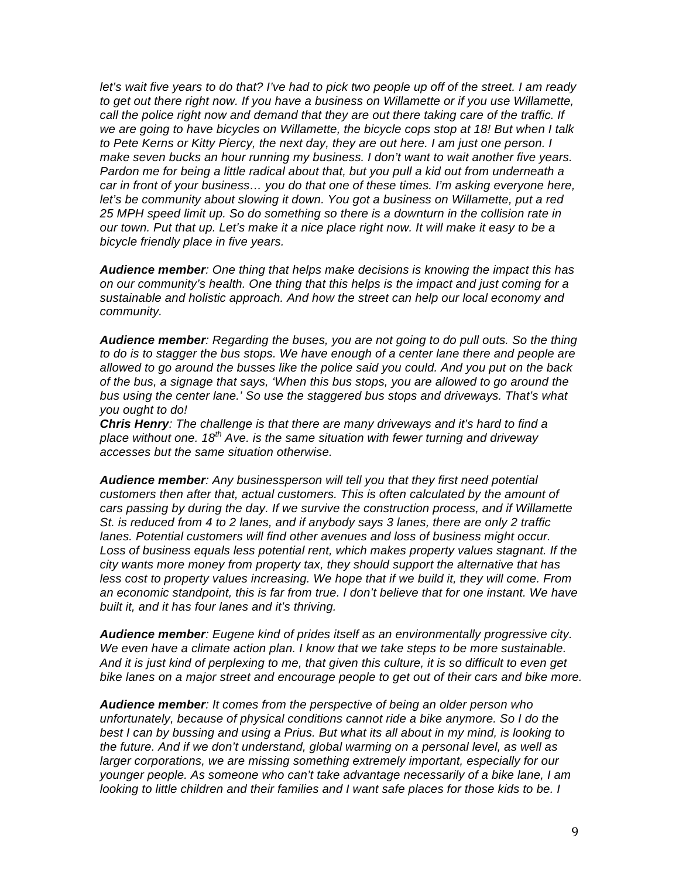*let's wait five years to do that? I've had to pick two people up off of the street. I am ready to get out there right now. If you have a business on Willamette or if you use Willamette, call the police right now and demand that they are out there taking care of the traffic. If we are going to have bicycles on Willamette, the bicycle cops stop at 18! But when I talk to Pete Kerns or Kitty Piercy, the next day, they are out here. I am just one person. I make seven bucks an hour running my business. I don't want to wait another five years. Pardon me for being a little radical about that, but you pull a kid out from underneath a car in front of your business… you do that one of these times. I'm asking everyone here, let's be community about slowing it down. You got a business on Willamette, put a red 25 MPH speed limit up. So do something so there is a downturn in the collision rate in our town. Put that up. Let's make it a nice place right now. It will make it easy to be a bicycle friendly place in five years.*

***Audience member**: One thing that helps make decisions is knowing the impact this has on our community's health. One thing that this helps is the impact and just coming for a sustainable and holistic approach. And how the street can help our local economy and community.*

***Audience member**: Regarding the buses, you are not going to do pull outs. So the thing to do is to stagger the bus stops. We have enough of a center lane there and people are allowed to go around the busses like the police said you could. And you put on the back of the bus, a signage that says, 'When this bus stops, you are allowed to go around the bus using the center lane.' So use the staggered bus stops and driveways. That's what you ought to do!*
***Chris Henry**: The challenge is that there are many driveways and it's hard to find a place without one. 18th Ave. is the same situation with fewer turning and driveway accesses but the same situation otherwise.*

***Audience member**: Any businessperson will tell you that they first need potential customers then after that, actual customers. This is often calculated by the amount of cars passing by during the day. If we survive the construction process, and if Willamette St. is reduced from 4 to 2 lanes, and if anybody says 3 lanes, there are only 2 traffic lanes. Potential customers will find other avenues and loss of business might occur. Loss of business equals less potential rent, which makes property values stagnant. If the city wants more money from property tax, they should support the alternative that has less cost to property values increasing. We hope that if we build it, they will come. From an economic standpoint, this is far from true. I don't believe that for one instant. We have built it, and it has four lanes and it's thriving.*

***Audience member**: Eugene kind of prides itself as an environmentally progressive city. We even have a climate action plan. I know that we take steps to be more sustainable. And it is just kind of perplexing to me, that given this culture, it is so difficult to even get bike lanes on a major street and encourage people to get out of their cars and bike more.*

***Audience member**: It comes from the perspective of being an older person who unfortunately, because of physical conditions cannot ride a bike anymore. So I do the best I can by bussing and using a Prius. But what its all about in my mind, is looking to the future. And if we don't understand, global warming on a personal level, as well as larger corporations, we are missing something extremely important, especially for our younger people. As someone who can't take advantage necessarily of a bike lane, I am looking to little children and their families and I want safe places for those kids to be. I*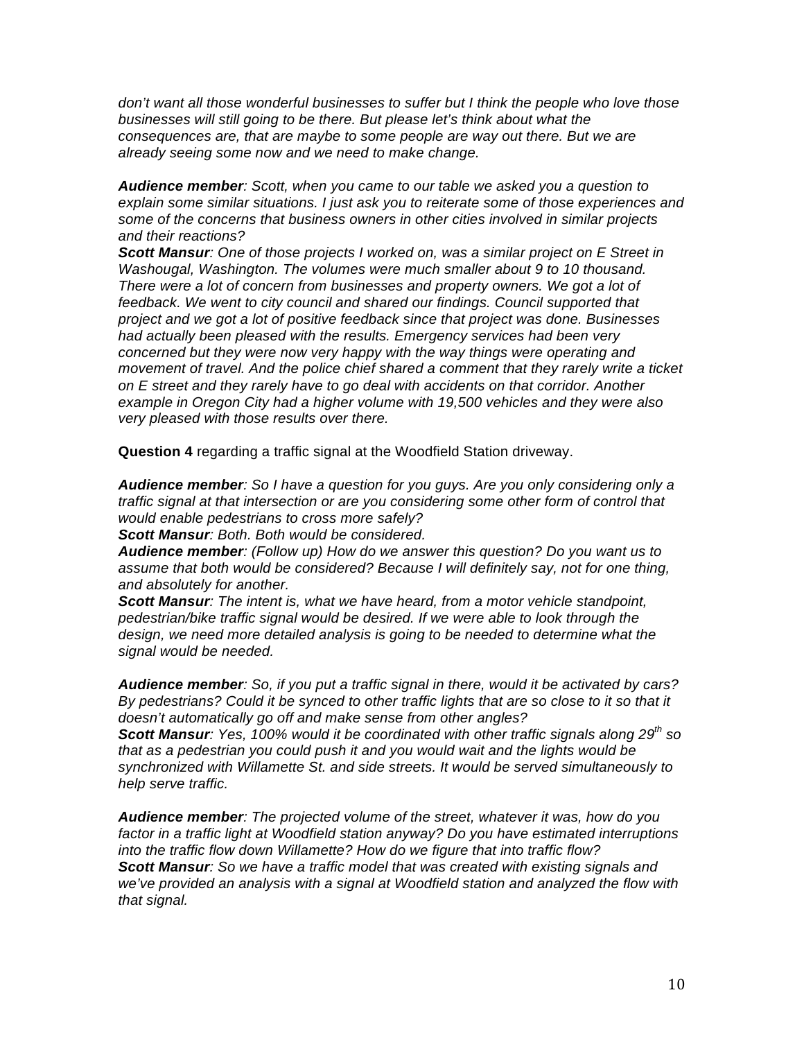*don't want all those wonderful businesses to suffer but I think the people who love those businesses will still going to be there. But please let's think about what the consequences are, that are maybe to some people are way out there. But we are already seeing some now and we need to make change.*

***Audience member**: Scott, when you came to our table we asked you a question to explain some similar situations. I just ask you to reiterate some of those experiences and some of the concerns that business owners in other cities involved in similar projects and their reactions?*
***Scott Mansur**: One of those projects I worked on, was a similar project on E Street in Washougal, Washington. The volumes were much smaller about 9 to 10 thousand. There were a lot of concern from businesses and property owners. We got a lot of feedback. We went to city council and shared our findings. Council supported that project and we got a lot of positive feedback since that project was done. Businesses had actually been pleased with the results. Emergency services had been very concerned but they were now very happy with the way things were operating and movement of travel. And the police chief shared a comment that they rarely write a ticket on E street and they rarely have to go deal with accidents on that corridor. Another example in Oregon City had a higher volume with 19,500 vehicles and they were also very pleased with those results over there.*

**Question 4** regarding a traffic signal at the Woodfield Station driveway.

***Audience member**: So I have a question for you guys. Are you only considering only a traffic signal at that intersection or are you considering some other form of control that would enable pedestrians to cross more safely?*
***Scott Mansur**: Both. Both would be considered.*
***Audience member**: (Follow up) How do we answer this question? Do you want us to assume that both would be considered? Because I will definitely say, not for one thing, and absolutely for another.*
***Scott Mansur**: The intent is, what we have heard, from a motor vehicle standpoint, pedestrian/bike traffic signal would be desired. If we were able to look through the design, we need more detailed analysis is going to be needed to determine what the signal would be needed.*

***Audience member**: So, if you put a traffic signal in there, would it be activated by cars? By pedestrians? Could it be synced to other traffic lights that are so close to it so that it doesn't automatically go off and make sense from other angles?*
***Scott Mansur**: Yes, 100% would it be coordinated with other traffic signals along 29th so that as a pedestrian you could push it and you would wait and the lights would be synchronized with Willamette St. and side streets. It would be served simultaneously to help serve traffic.*

***Audience member**: The projected volume of the street, whatever it was, how do you factor in a traffic light at Woodfield station anyway? Do you have estimated interruptions into the traffic flow down Willamette? How do we figure that into traffic flow?*
***Scott Mansur**: So we have a traffic model that was created with existing signals and we've provided an analysis with a signal at Woodfield station and analyzed the flow with that signal.*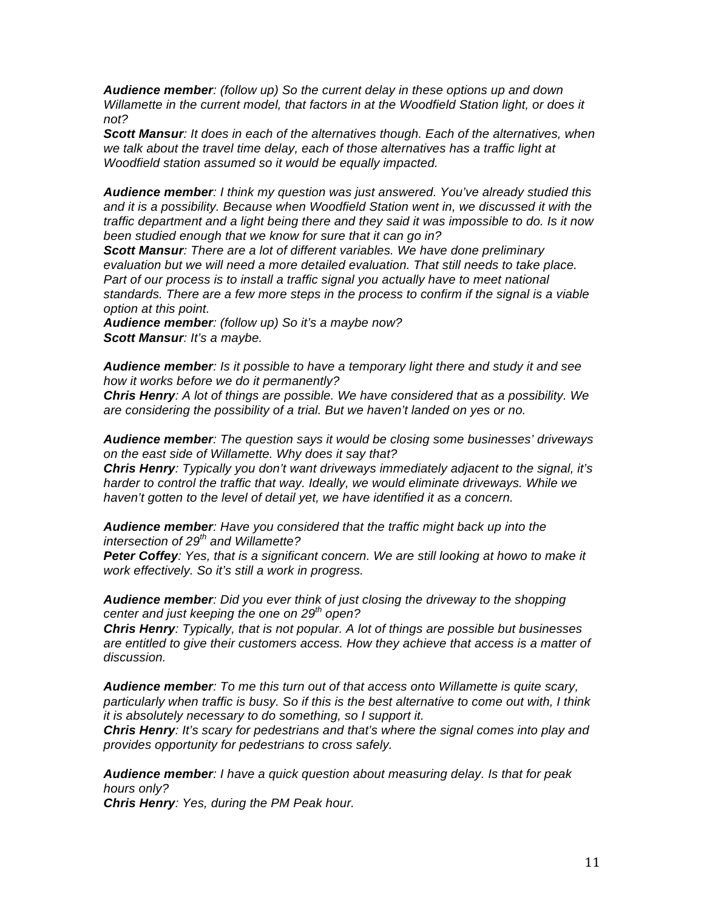***Audience member****: (follow up) So the current delay in these options up and down Willamette in the current model, that factors in at the Woodfield Station light, or does it not?*
***Scott Mansur****: It does in each of the alternatives though. Each of the alternatives, when we talk about the travel time delay, each of those alternatives has a traffic light at Woodfield station assumed so it would be equally impacted.*

***Audience member****: I think my question was just answered. You've already studied this and it is a possibility. Because when Woodfield Station went in, we discussed it with the traffic department and a light being there and they said it was impossible to do. Is it now been studied enough that we know for sure that it can go in?*
***Scott Mansur****: There are a lot of different variables. We have done preliminary evaluation but we will need a more detailed evaluation. That still needs to take place. Part of our process is to install a traffic signal you actually have to meet national standards. There are a few more steps in the process to confirm if the signal is a viable option at this point.*
***Audience member****: (follow up) So it's a maybe now?*
***Scott Mansur****: It's a maybe.*

***Audience member****: Is it possible to have a temporary light there and study it and see how it works before we do it permanently?*
***Chris Henry****: A lot of things are possible. We have considered that as a possibility. We are considering the possibility of a trial. But we haven't landed on yes or no.*

***Audience member****: The question says it would be closing some businesses' driveways on the east side of Willamette. Why does it say that?*
***Chris Henry****: Typically you don't want driveways immediately adjacent to the signal, it's harder to control the traffic that way. Ideally, we would eliminate driveways. While we haven't gotten to the level of detail yet, we have identified it as a concern.*

***Audience member****: Have you considered that the traffic might back up into the intersection of 29th and Willamette?*
***Peter Coffey****: Yes, that is a significant concern. We are still looking at howo to make it work effectively. So it's still a work in progress.*

***Audience member****: Did you ever think of just closing the driveway to the shopping center and just keeping the one on 29th open?*
***Chris Henry****: Typically, that is not popular. A lot of things are possible but businesses are entitled to give their customers access. How they achieve that access is a matter of discussion.*

***Audience member****: To me this turn out of that access onto Willamette is quite scary, particularly when traffic is busy. So if this is the best alternative to come out with, I think it is absolutely necessary to do something, so I support it.*
***Chris Henry****: It's scary for pedestrians and that's where the signal comes into play and provides opportunity for pedestrians to cross safely.*

***Audience member****: I have a quick question about measuring delay. Is that for peak hours only?*
***Chris Henry****: Yes, during the PM Peak hour.*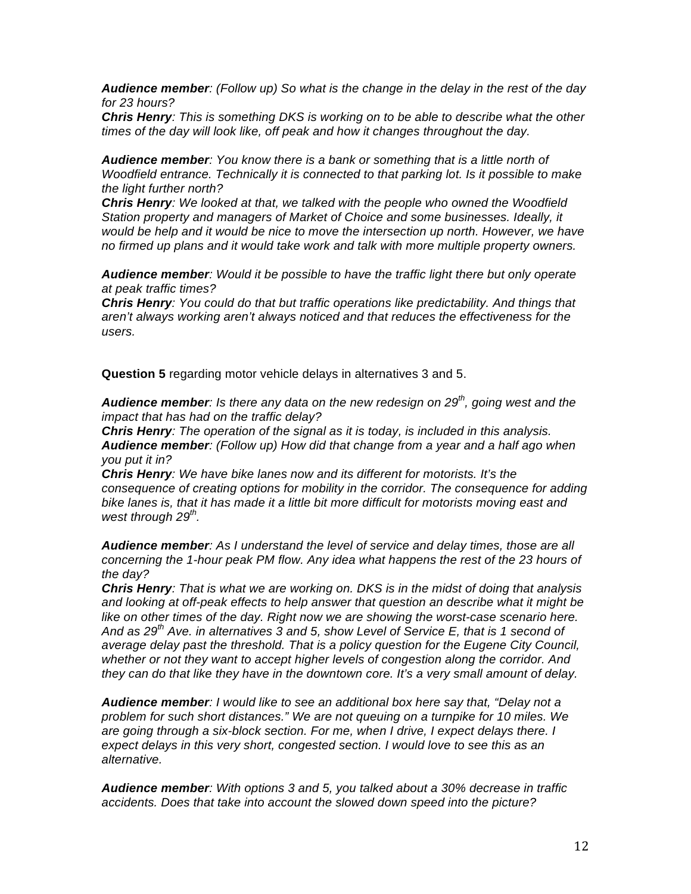***Audience member**: (Follow up) So what is the change in the delay in the rest of the day for 23 hours?*
***Chris Henry**: This is something DKS is working on to be able to describe what the other times of the day will look like, off peak and how it changes throughout the day.*

***Audience member**: You know there is a bank or something that is a little north of Woodfield entrance. Technically it is connected to that parking lot. Is it possible to make the light further north?*
***Chris Henry**: We looked at that, we talked with the people who owned the Woodfield Station property and managers of Market of Choice and some businesses. Ideally, it would be help and it would be nice to move the intersection up north. However, we have no firmed up plans and it would take work and talk with more multiple property owners.*

***Audience member**: Would it be possible to have the traffic light there but only operate at peak traffic times?*
***Chris Henry**: You could do that but traffic operations like predictability. And things that aren't always working aren't always noticed and that reduces the effectiveness for the users.*

**Question 5** regarding motor vehicle delays in alternatives 3 and 5.

***Audience member**: Is there any data on the new redesign on 29th, going west and the impact that has had on the traffic delay?*
***Chris Henry**: The operation of the signal as it is today, is included in this analysis.*
***Audience member**: (Follow up) How did that change from a year and a half ago when you put it in?*
***Chris Henry**: We have bike lanes now and its different for motorists. It's the consequence of creating options for mobility in the corridor. The consequence for adding bike lanes is, that it has made it a little bit more difficult for motorists moving east and west through 29th.*

***Audience member**: As I understand the level of service and delay times, those are all concerning the 1-hour peak PM flow. Any idea what happens the rest of the 23 hours of the day?*
***Chris Henry**: That is what we are working on. DKS is in the midst of doing that analysis and looking at off-peak effects to help answer that question an describe what it might be like on other times of the day. Right now we are showing the worst-case scenario here. And as 29th Ave. in alternatives 3 and 5, show Level of Service E, that is 1 second of average delay past the threshold. That is a policy question for the Eugene City Council, whether or not they want to accept higher levels of congestion along the corridor. And they can do that like they have in the downtown core. It's a very small amount of delay.*

***Audience member**: I would like to see an additional box here say that, "Delay not a problem for such short distances." We are not queuing on a turnpike for 10 miles. We are going through a six-block section. For me, when I drive, I expect delays there. I expect delays in this very short, congested section. I would love to see this as an alternative.*

***Audience member**: With options 3 and 5, you talked about a 30% decrease in traffic accidents. Does that take into account the slowed down speed into the picture?*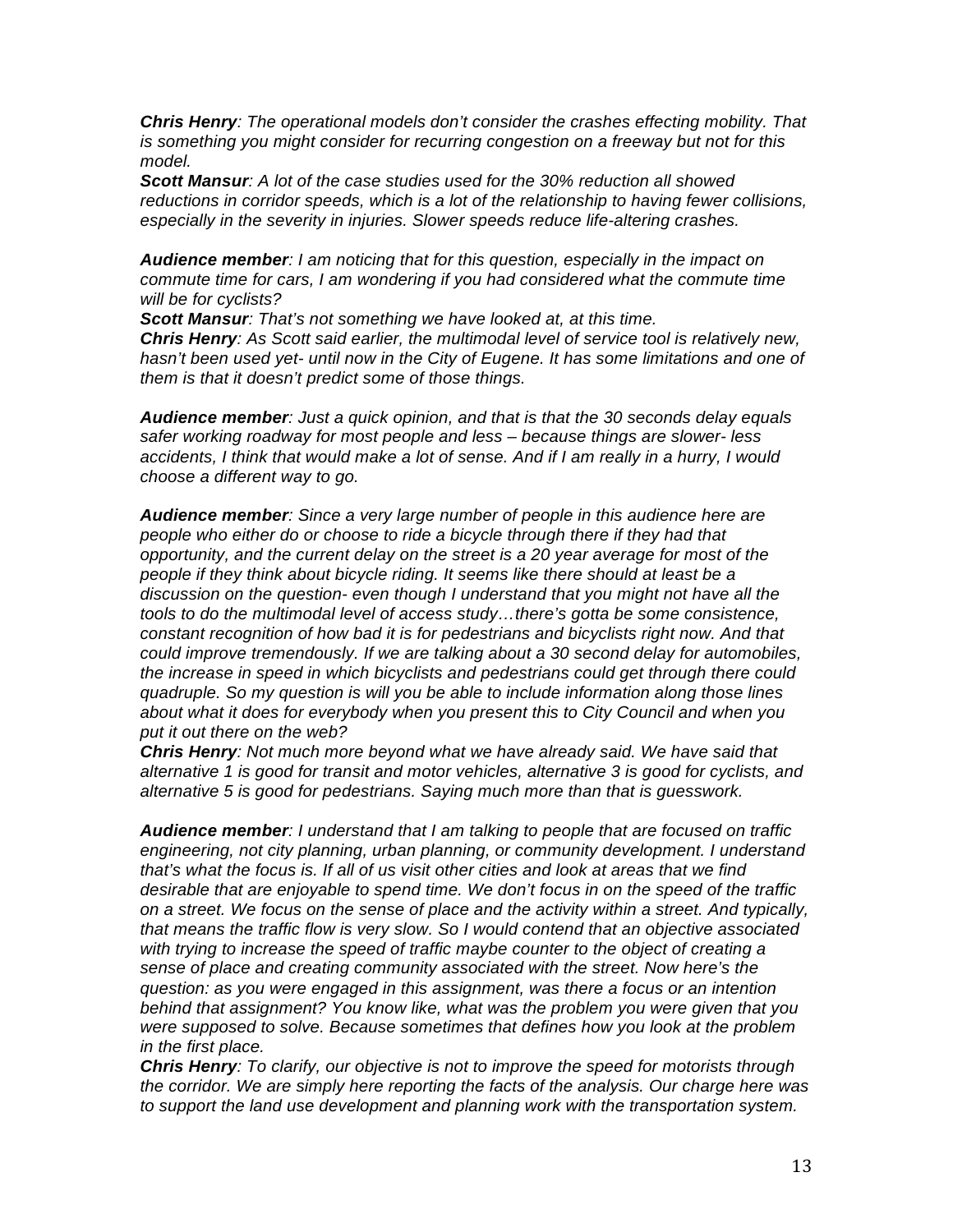***Chris Henry**: The operational models don't consider the crashes effecting mobility. That is something you might consider for recurring congestion on a freeway but not for this model.*
***Scott Mansur**: A lot of the case studies used for the 30% reduction all showed reductions in corridor speeds, which is a lot of the relationship to having fewer collisions, especially in the severity in injuries. Slower speeds reduce life-altering crashes.*

***Audience member**: I am noticing that for this question, especially in the impact on commute time for cars, I am wondering if you had considered what the commute time will be for cyclists?*
***Scott Mansur**: That's not something we have looked at, at this time.*
***Chris Henry**: As Scott said earlier, the multimodal level of service tool is relatively new, hasn't been used yet- until now in the City of Eugene. It has some limitations and one of them is that it doesn't predict some of those things.*

***Audience member**: Just a quick opinion, and that is that the 30 seconds delay equals safer working roadway for most people and less – because things are slower- less accidents, I think that would make a lot of sense. And if I am really in a hurry, I would choose a different way to go.*

***Audience member**: Since a very large number of people in this audience here are people who either do or choose to ride a bicycle through there if they had that opportunity, and the current delay on the street is a 20 year average for most of the people if they think about bicycle riding. It seems like there should at least be a discussion on the question- even though I understand that you might not have all the tools to do the multimodal level of access study…there's gotta be some consistence, constant recognition of how bad it is for pedestrians and bicyclists right now. And that could improve tremendously. If we are talking about a 30 second delay for automobiles, the increase in speed in which bicyclists and pedestrians could get through there could quadruple. So my question is will you be able to include information along those lines about what it does for everybody when you present this to City Council and when you put it out there on the web?*
***Chris Henry**: Not much more beyond what we have already said. We have said that alternative 1 is good for transit and motor vehicles, alternative 3 is good for cyclists, and alternative 5 is good for pedestrians. Saying much more than that is guesswork.*

***Audience member**: I understand that I am talking to people that are focused on traffic engineering, not city planning, urban planning, or community development. I understand that's what the focus is. If all of us visit other cities and look at areas that we find desirable that are enjoyable to spend time. We don't focus in on the speed of the traffic on a street. We focus on the sense of place and the activity within a street. And typically, that means the traffic flow is very slow. So I would contend that an objective associated with trying to increase the speed of traffic maybe counter to the object of creating a sense of place and creating community associated with the street. Now here's the question: as you were engaged in this assignment, was there a focus or an intention behind that assignment? You know like, what was the problem you were given that you were supposed to solve. Because sometimes that defines how you look at the problem in the first place.*
***Chris Henry**: To clarify, our objective is not to improve the speed for motorists through the corridor. We are simply here reporting the facts of the analysis. Our charge here was to support the land use development and planning work with the transportation system.*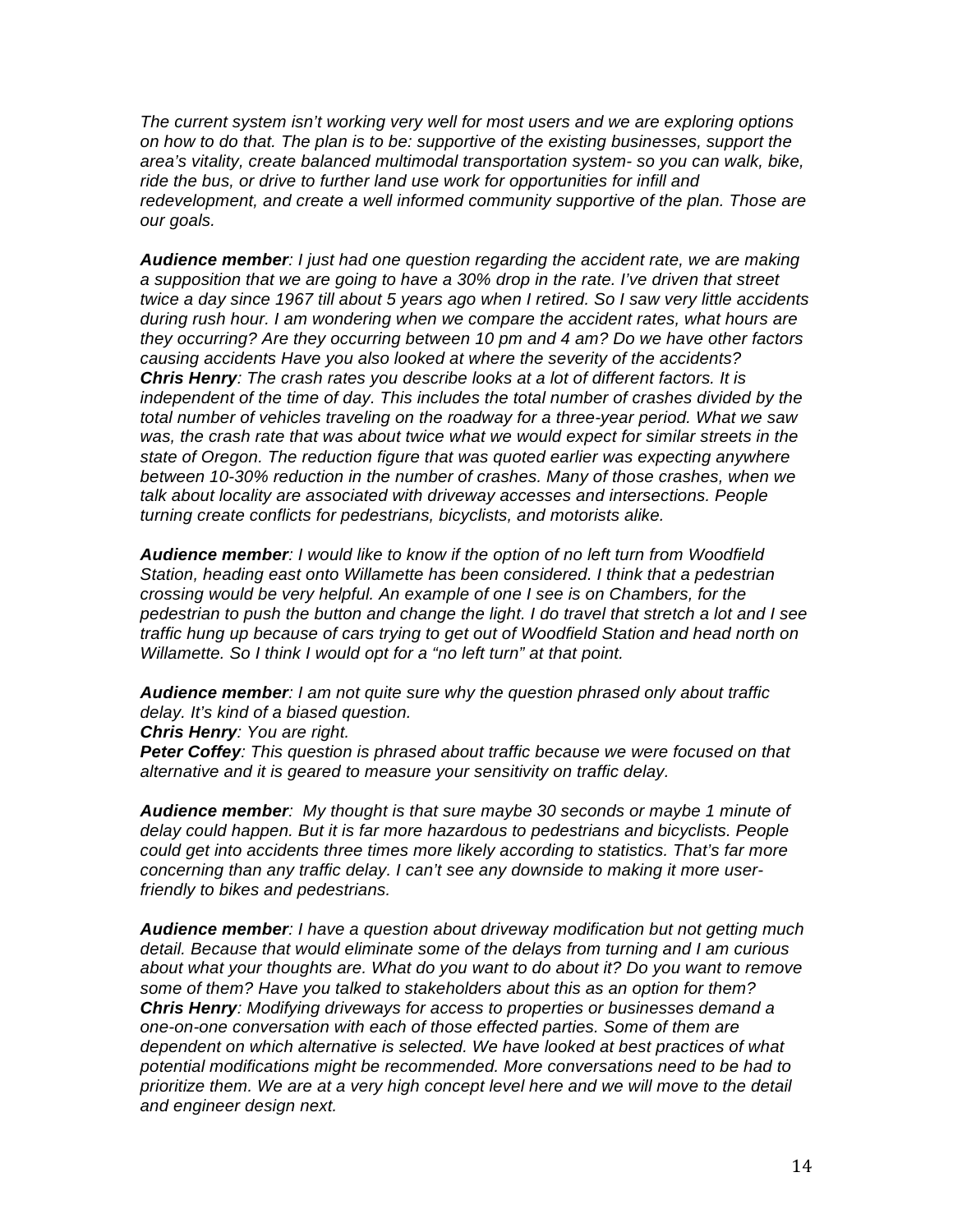*The current system isn't working very well for most users and we are exploring options on how to do that. The plan is to be: supportive of the existing businesses, support the area's vitality, create balanced multimodal transportation system- so you can walk, bike, ride the bus, or drive to further land use work for opportunities for infill and redevelopment, and create a well informed community supportive of the plan. Those are our goals.*

***Audience member****: I just had one question regarding the accident rate, we are making a supposition that we are going to have a 30% drop in the rate. I've driven that street twice a day since 1967 till about 5 years ago when I retired. So I saw very little accidents during rush hour. I am wondering when we compare the accident rates, what hours are they occurring? Are they occurring between 10 pm and 4 am? Do we have other factors causing accidents Have you also looked at where the severity of the accidents?*
***Chris Henry****: The crash rates you describe looks at a lot of different factors. It is independent of the time of day. This includes the total number of crashes divided by the total number of vehicles traveling on the roadway for a three-year period. What we saw was, the crash rate that was about twice what we would expect for similar streets in the state of Oregon. The reduction figure that was quoted earlier was expecting anywhere between 10-30% reduction in the number of crashes. Many of those crashes, when we talk about locality are associated with driveway accesses and intersections. People turning create conflicts for pedestrians, bicyclists, and motorists alike.*

***Audience member****: I would like to know if the option of no left turn from Woodfield Station, heading east onto Willamette has been considered. I think that a pedestrian crossing would be very helpful. An example of one I see is on Chambers, for the pedestrian to push the button and change the light. I do travel that stretch a lot and I see traffic hung up because of cars trying to get out of Woodfield Station and head north on Willamette. So I think I would opt for a "no left turn" at that point.*

***Audience member****: I am not quite sure why the question phrased only about traffic delay. It's kind of a biased question.*
***Chris Henry****: You are right.*
***Peter Coffey****: This question is phrased about traffic because we were focused on that alternative and it is geared to measure your sensitivity on traffic delay.*

***Audience member****: My thought is that sure maybe 30 seconds or maybe 1 minute of delay could happen. But it is far more hazardous to pedestrians and bicyclists. People could get into accidents three times more likely according to statistics. That's far more concerning than any traffic delay. I can't see any downside to making it more user-friendly to bikes and pedestrians.*

***Audience member****: I have a question about driveway modification but not getting much detail. Because that would eliminate some of the delays from turning and I am curious about what your thoughts are. What do you want to do about it? Do you want to remove some of them? Have you talked to stakeholders about this as an option for them?*
***Chris Henry****: Modifying driveways for access to properties or businesses demand a one-on-one conversation with each of those effected parties. Some of them are dependent on which alternative is selected. We have looked at best practices of what potential modifications might be recommended. More conversations need to be had to prioritize them. We are at a very high concept level here and we will move to the detail and engineer design next.*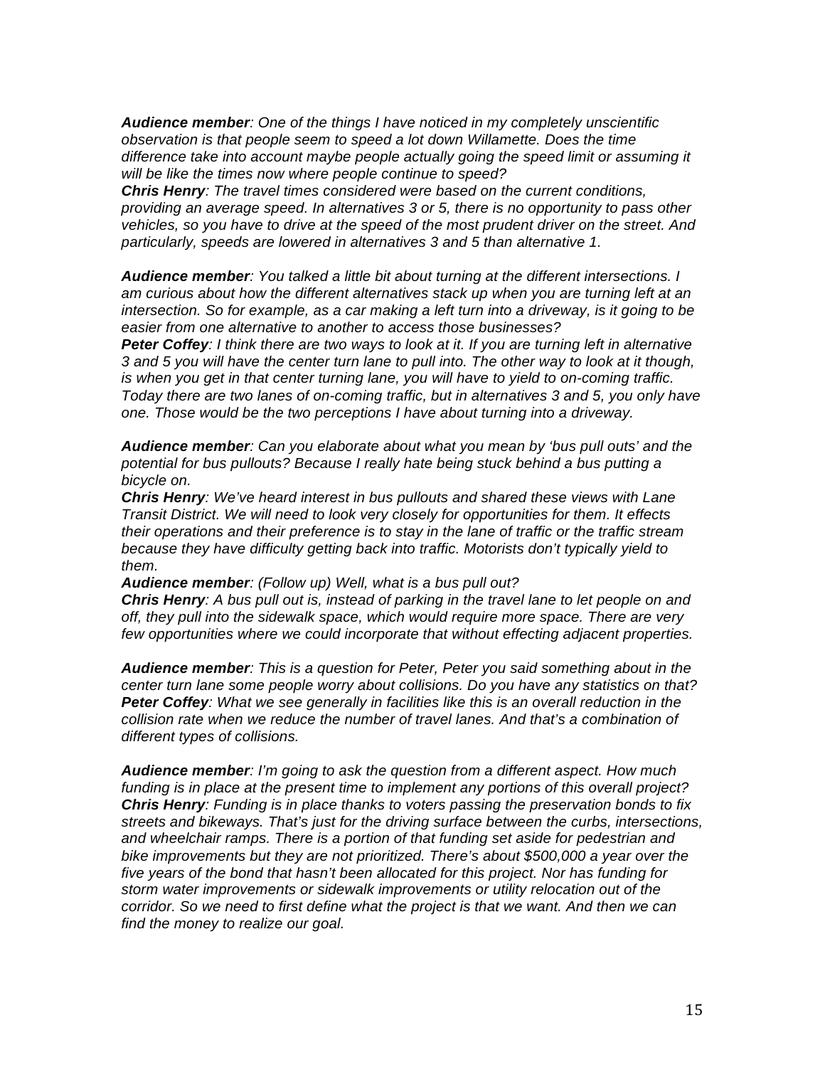***Audience member**: One of the things I have noticed in my completely unscientific observation is that people seem to speed a lot down Willamette. Does the time difference take into account maybe people actually going the speed limit or assuming it will be like the times now where people continue to speed?*
***Chris Henry**: The travel times considered were based on the current conditions, providing an average speed. In alternatives 3 or 5, there is no opportunity to pass other vehicles, so you have to drive at the speed of the most prudent driver on the street. And particularly, speeds are lowered in alternatives 3 and 5 than alternative 1.*

***Audience member**: You talked a little bit about turning at the different intersections. I am curious about how the different alternatives stack up when you are turning left at an intersection. So for example, as a car making a left turn into a driveway, is it going to be easier from one alternative to another to access those businesses?*
***Peter Coffey**: I think there are two ways to look at it. If you are turning left in alternative 3 and 5 you will have the center turn lane to pull into. The other way to look at it though, is when you get in that center turning lane, you will have to yield to on-coming traffic. Today there are two lanes of on-coming traffic, but in alternatives 3 and 5, you only have one. Those would be the two perceptions I have about turning into a driveway.*

***Audience member**: Can you elaborate about what you mean by 'bus pull outs' and the potential for bus pullouts? Because I really hate being stuck behind a bus putting a bicycle on.*
***Chris Henry**: We've heard interest in bus pullouts and shared these views with Lane Transit District. We will need to look very closely for opportunities for them. It effects their operations and their preference is to stay in the lane of traffic or the traffic stream because they have difficulty getting back into traffic. Motorists don't typically yield to them.*
***Audience member**: (Follow up) Well, what is a bus pull out?*
***Chris Henry**: A bus pull out is, instead of parking in the travel lane to let people on and off, they pull into the sidewalk space, which would require more space. There are very few opportunities where we could incorporate that without effecting adjacent properties.*

***Audience member**: This is a question for Peter, Peter you said something about in the center turn lane some people worry about collisions. Do you have any statistics on that?*
***Peter Coffey**: What we see generally in facilities like this is an overall reduction in the collision rate when we reduce the number of travel lanes. And that's a combination of different types of collisions.*

***Audience member**: I'm going to ask the question from a different aspect. How much funding is in place at the present time to implement any portions of this overall project?*
***Chris Henry**: Funding is in place thanks to voters passing the preservation bonds to fix streets and bikeways. That's just for the driving surface between the curbs, intersections, and wheelchair ramps. There is a portion of that funding set aside for pedestrian and bike improvements but they are not prioritized. There's about $500,000 a year over the five years of the bond that hasn't been allocated for this project. Nor has funding for storm water improvements or sidewalk improvements or utility relocation out of the corridor. So we need to first define what the project is that we want. And then we can find the money to realize our goal.*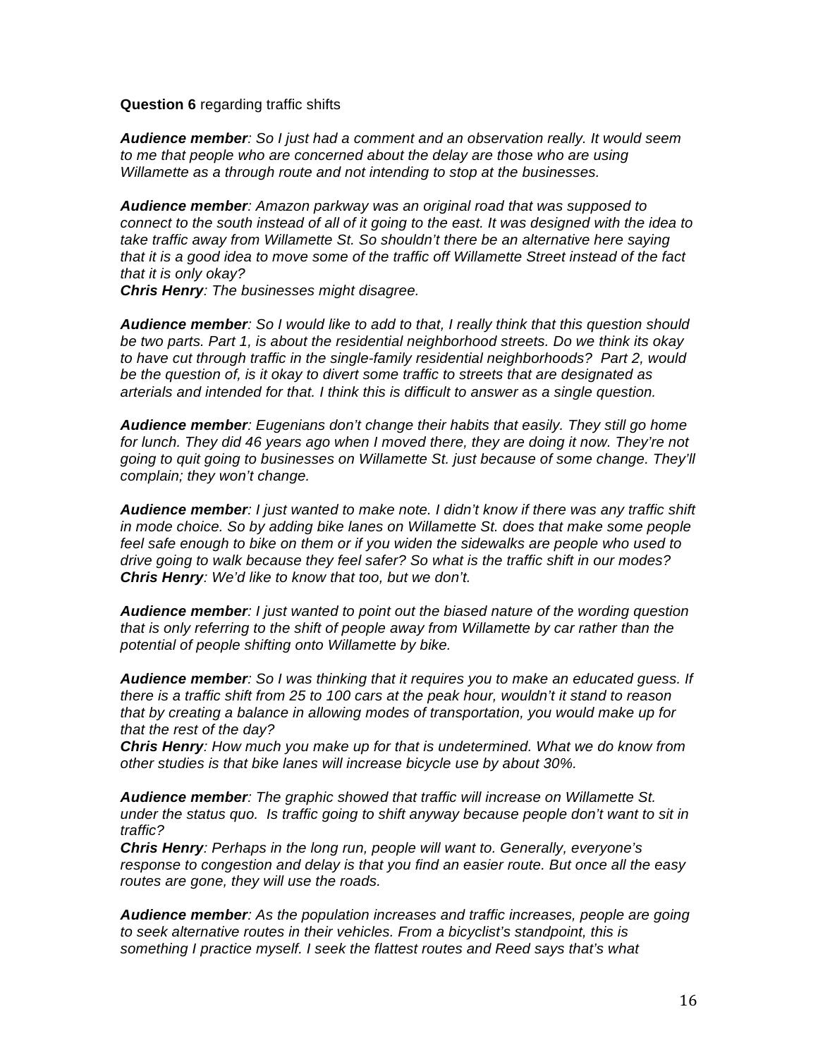**Question 6** regarding traffic shifts

***Audience member****: So I just had a comment and an observation really. It would seem to me that people who are concerned about the delay are those who are using Willamette as a through route and not intending to stop at the businesses.*

***Audience member****: Amazon parkway was an original road that was supposed to connect to the south instead of all of it going to the east. It was designed with the idea to take traffic away from Willamette St. So shouldn't there be an alternative here saying that it is a good idea to move some of the traffic off Willamette Street instead of the fact that it is only okay?*
***Chris Henry****: The businesses might disagree.*

***Audience member****: So I would like to add to that, I really think that this question should be two parts. Part 1, is about the residential neighborhood streets. Do we think its okay to have cut through traffic in the single-family residential neighborhoods? Part 2, would be the question of, is it okay to divert some traffic to streets that are designated as arterials and intended for that. I think this is difficult to answer as a single question.*

***Audience member****: Eugenians don't change their habits that easily. They still go home for lunch. They did 46 years ago when I moved there, they are doing it now. They're not going to quit going to businesses on Willamette St. just because of some change. They'll complain; they won't change.*

***Audience member****: I just wanted to make note. I didn't know if there was any traffic shift in mode choice. So by adding bike lanes on Willamette St. does that make some people feel safe enough to bike on them or if you widen the sidewalks are people who used to drive going to walk because they feel safer? So what is the traffic shift in our modes?*
***Chris Henry****: We'd like to know that too, but we don't.*

***Audience member****: I just wanted to point out the biased nature of the wording question that is only referring to the shift of people away from Willamette by car rather than the potential of people shifting onto Willamette by bike.*

***Audience member****: So I was thinking that it requires you to make an educated guess. If there is a traffic shift from 25 to 100 cars at the peak hour, wouldn't it stand to reason that by creating a balance in allowing modes of transportation, you would make up for that the rest of the day?*
***Chris Henry****: How much you make up for that is undetermined. What we do know from other studies is that bike lanes will increase bicycle use by about 30%.*

***Audience member****: The graphic showed that traffic will increase on Willamette St. under the status quo. Is traffic going to shift anyway because people don't want to sit in traffic?*
***Chris Henry****: Perhaps in the long run, people will want to. Generally, everyone's response to congestion and delay is that you find an easier route. But once all the easy routes are gone, they will use the roads.*

***Audience member****: As the population increases and traffic increases, people are going to seek alternative routes in their vehicles. From a bicyclist's standpoint, this is something I practice myself. I seek the flattest routes and Reed says that's what*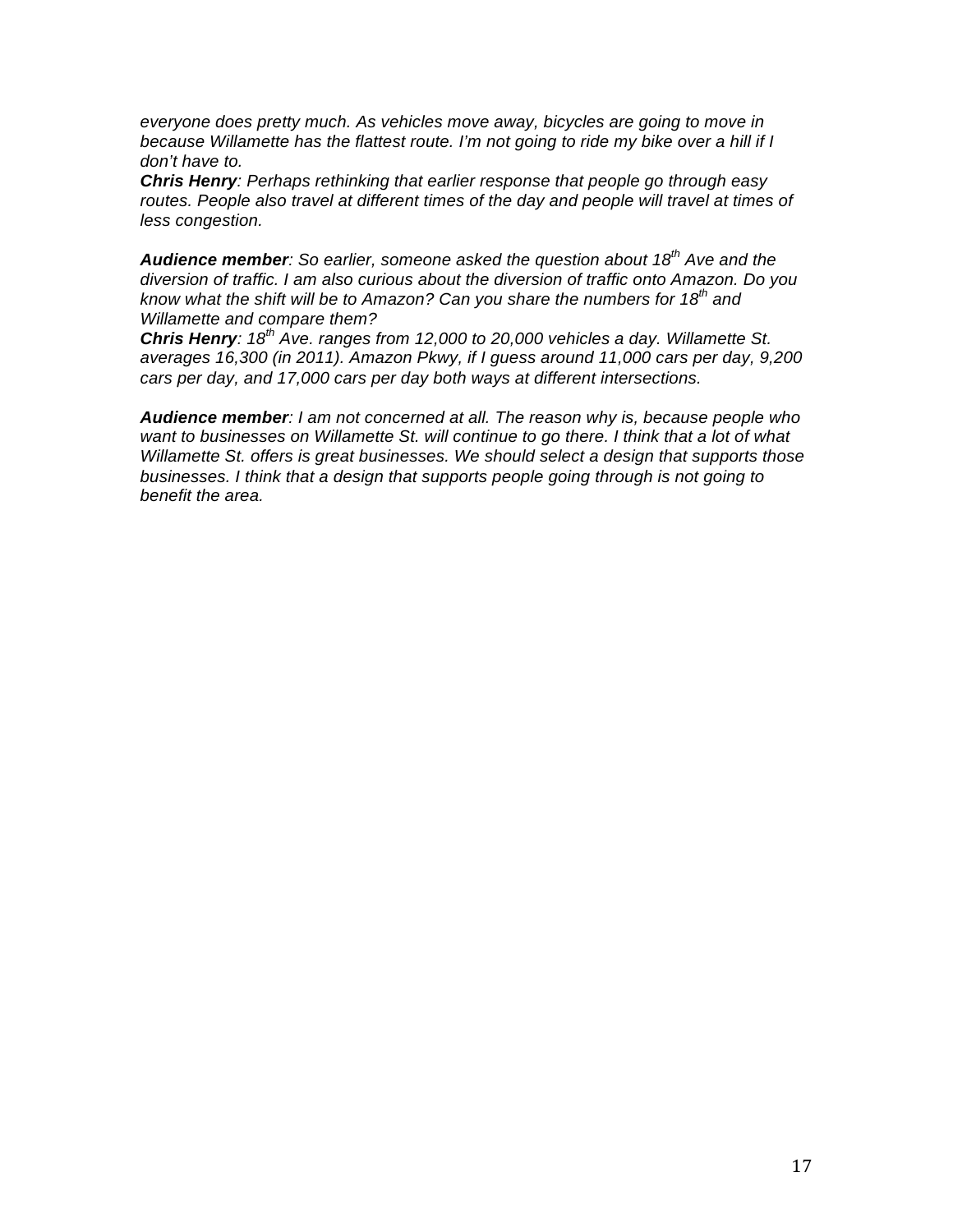*everyone does pretty much. As vehicles move away, bicycles are going to move in because Willamette has the flattest route. I'm not going to ride my bike over a hill if I don't have to.*

***Chris Henry**: Perhaps rethinking that earlier response that people go through easy routes. People also travel at different times of the day and people will travel at times of less congestion.*

***Audience member**: So earlier, someone asked the question about 18th Ave and the diversion of traffic. I am also curious about the diversion of traffic onto Amazon. Do you know what the shift will be to Amazon? Can you share the numbers for 18th and Willamette and compare them?*

***Chris Henry**: 18th Ave. ranges from 12,000 to 20,000 vehicles a day. Willamette St. averages 16,300 (in 2011). Amazon Pkwy, if I guess around 11,000 cars per day, 9,200 cars per day, and 17,000 cars per day both ways at different intersections.*

***Audience member**: I am not concerned at all. The reason why is, because people who want to businesses on Willamette St. will continue to go there. I think that a lot of what Willamette St. offers is great businesses. We should select a design that supports those businesses. I think that a design that supports people going through is not going to benefit the area.*